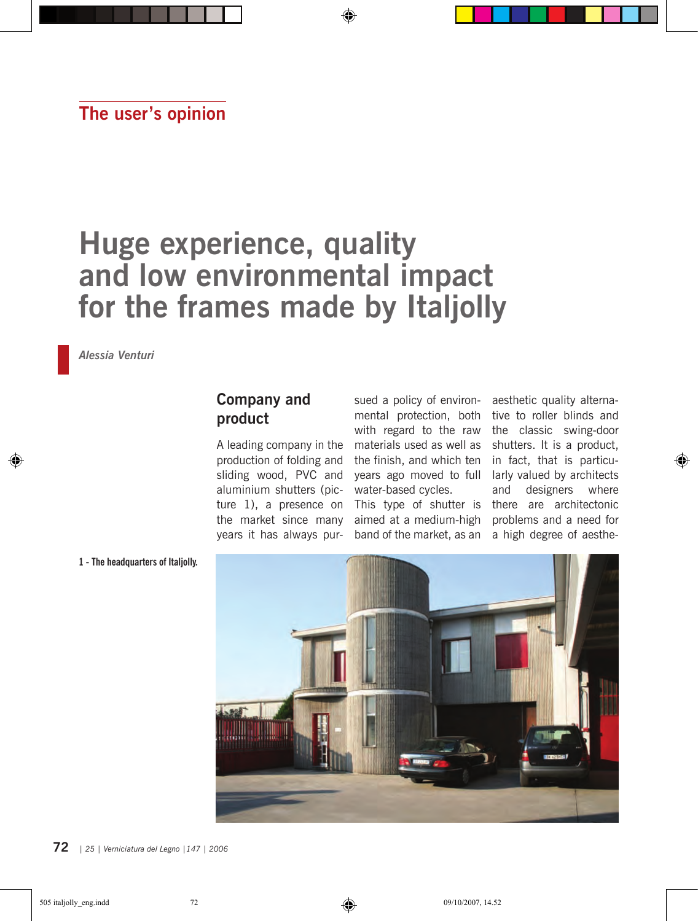The user's opinion

# Huge experience, quality and low environmental impact for the frames made by Italjolly

*Alessia Venturi*

## Company and product

A leading company in the production of folding and sliding wood, PVC and aluminium shutters (picture 1), a presence on the market since many years it has always pursued a policy of environmental protection, both with regard to the raw materials used as well as the finish, and which ten years ago moved to full water-based cycles.

This type of shutter is aimed at a medium-high band of the market, as an aesthetic quality alternative to roller blinds and the classic swing-door shutters. It is a product, in fact, that is particularly valued by architects and designers where there are architectonic problems and a need for a high degree of aesthe-

1 - The headquarters of Italjolly.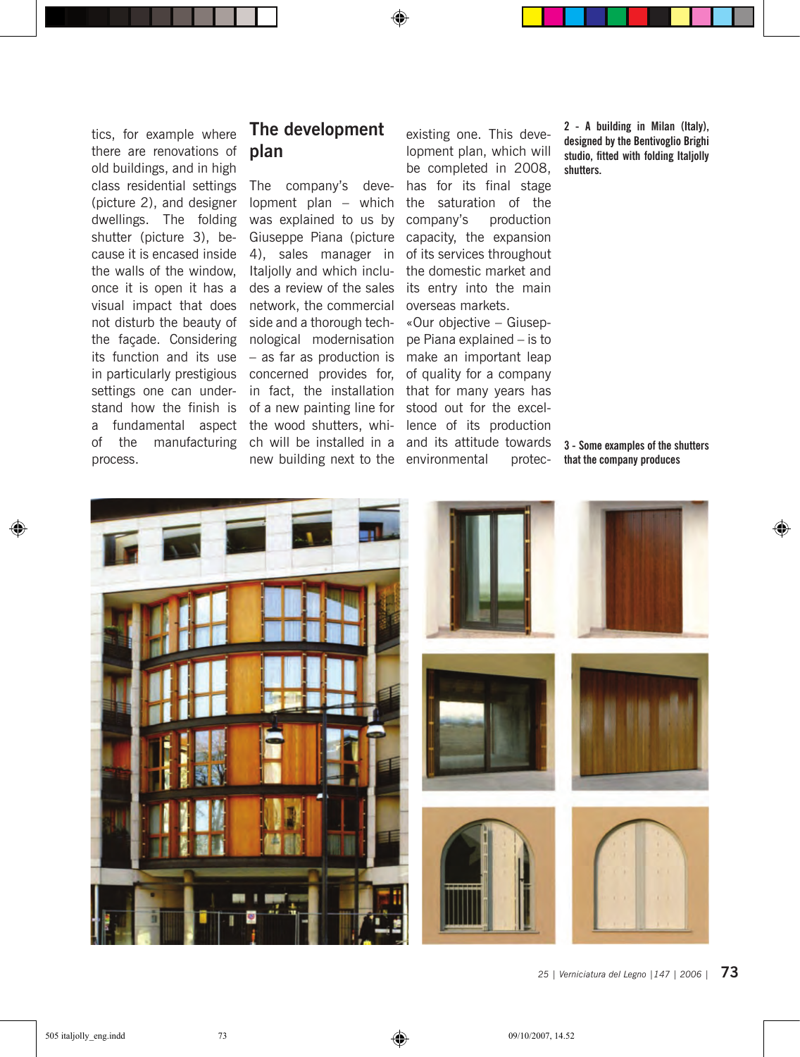tics, for example where there are renovations of old buildings, and in high class residential settings (picture 2), and designer dwellings. The folding shutter (picture 3), because it is encased inside the walls of the window, once it is open it has a visual impact that does not disturb the beauty of the façade. Considering its function and its use in particularly prestigious settings one can understand how the finish is a fundamental aspect of the manufacturing process.

## The development plan

The company's development plan – which was explained to us by Giuseppe Piana (picture 4), sales manager in Italjolly and which includes a review of the sales network, the commercial side and a thorough technological modernisation – as far as production is concerned provides for, in fact, the installation of a new painting line for the wood shutters, which will be installed in a new building next to the existing one. This development plan, which will be completed in 2008, has for its final stage the saturation of the company's production capacity, the expansion of its services throughout the domestic market and its entry into the main overseas markets.

«Our objective – Giuseppe Piana explained – is to make an important leap of quality for a company that for many years has stood out for the excellence of its production and its attitude towards environmental protec-

2 - A building in Milan (Italy), designed by the Bentivoglio Brighi studio, fitted with folding Italjolly shutters.

3 - Some examples of the shutters that the company produces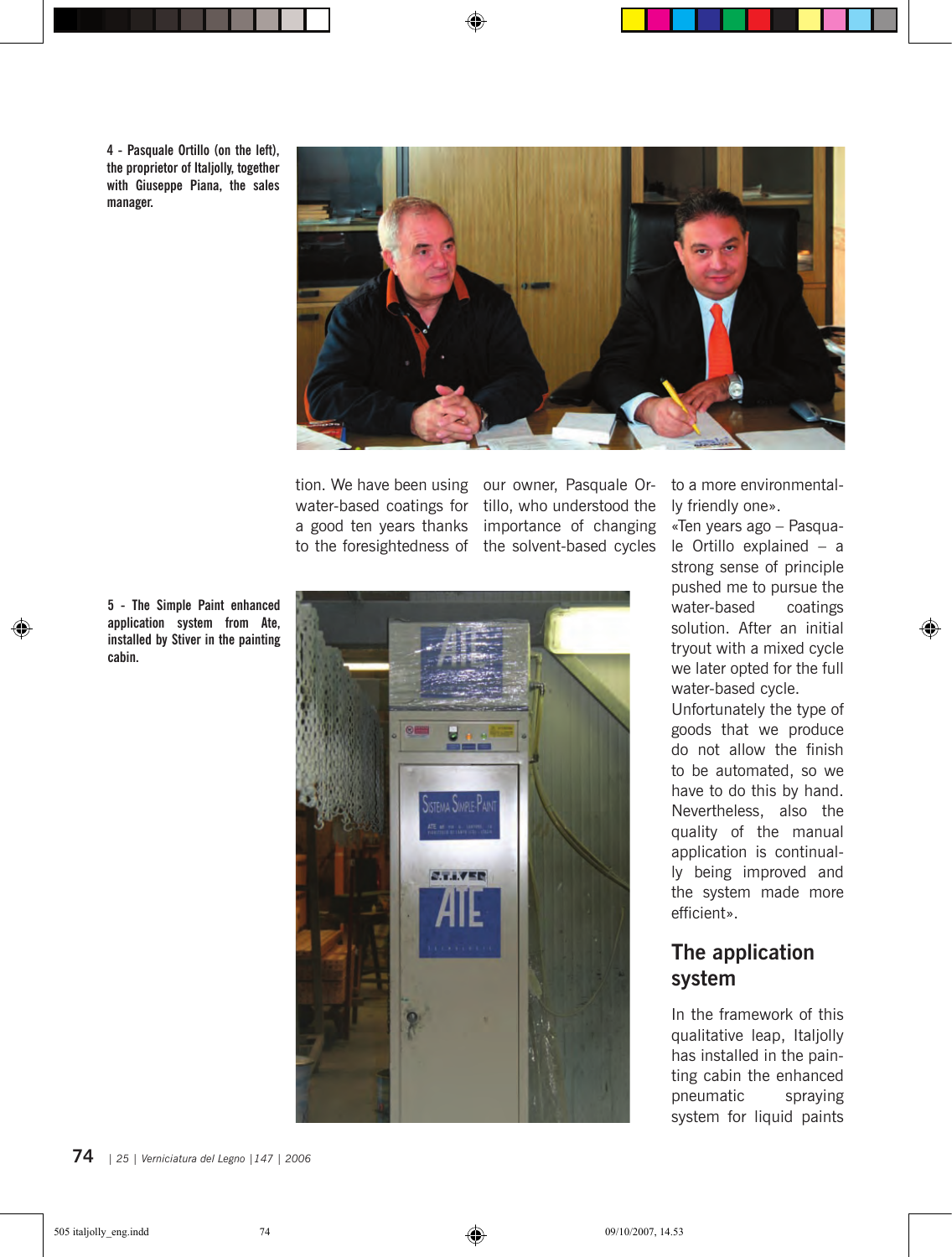4 - Pasquale Ortillo (on the left), the proprietor of Italjolly, together with Giuseppe Piana, the sales manager.

tion. We have been using water-based coatings for a good ten years thanks to the foresightedness of our owner, Pasquale Ortillo, who understood the importance of changing the solvent-based cycles to a more environmentally friendly one».

«Ten years ago – Pasquale Ortillo explained – a strong sense of principle pushed me to pursue the water-based coatings solution. After an initial tryout with a mixed cycle we later opted for the full water-based cycle.

Unfortunately the type of goods that we produce do not allow the finish to be automated, so we have to do this by hand. Nevertheless, also the quality of the manual application is continually being improved and the system made more efficient».

5 - The Simple Paint enhanced application system from Ate, installed by Stiver in the painting cabin.

## The application system

In the framework of this qualitative leap, Italjolly has installed in the painting cabin the enhanced pneumatic spraying system for liquid paints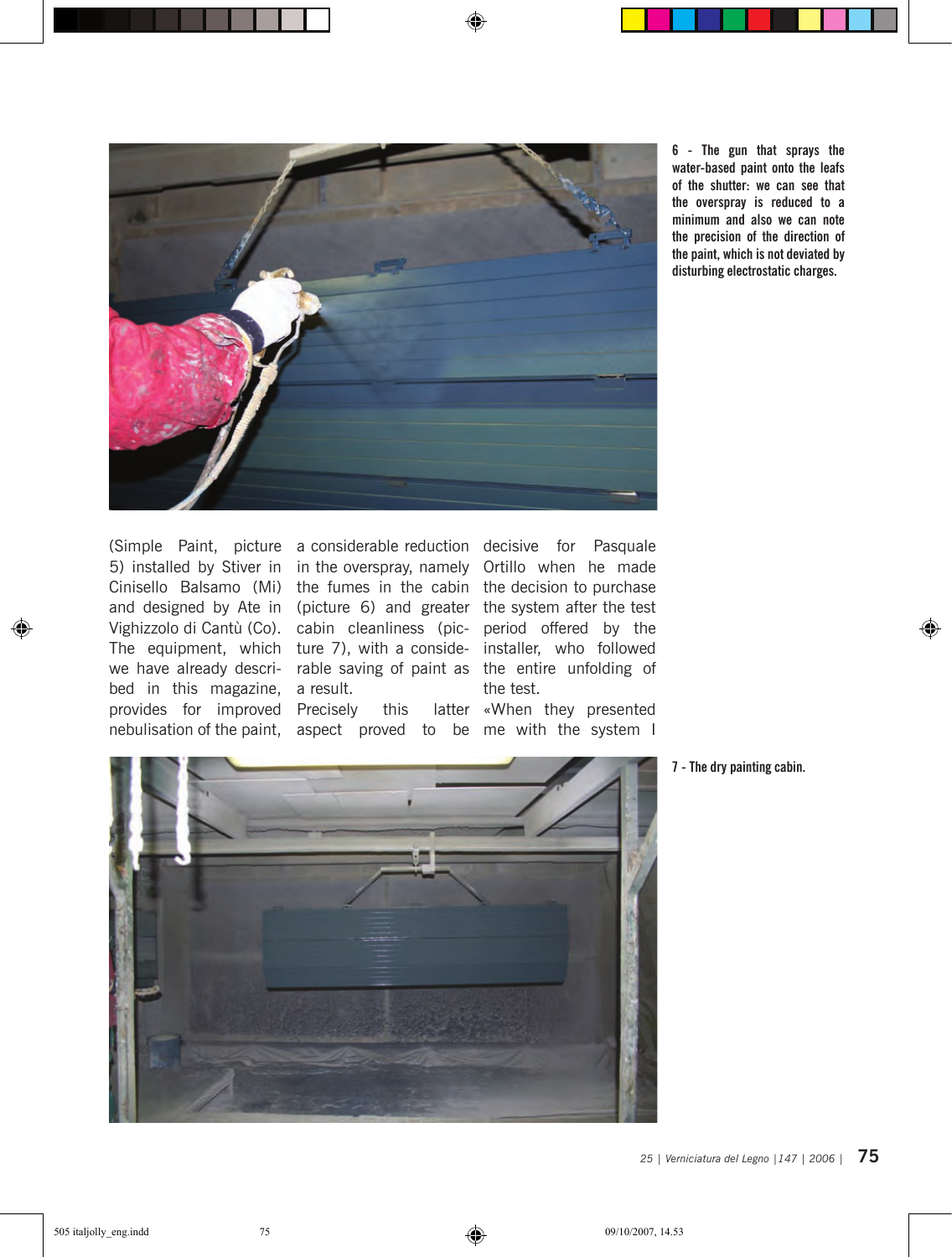6 - The gun that sprays the water-based paint onto the leafs of the shutter: we can see that the overspray is reduced to a minimum and also we can note the precision of the direction of the paint, which is not deviated by disturbing electrostatic charges.

(Simple Paint, picture 5) installed by Stiver in Cinisello Balsamo (Mi) and designed by Ate in Vighizzolo di Cantù (Co). The equipment, which we have already described in this magazine, provides for improved nebulisation of the paint, a considerable reduction in the overspray, namely the fumes in the cabin (picture 6) and greater cabin cleanliness (picture 7), with a considerable saving of paint as a result.
Precisely this latter aspect proved to be decisive for Pasquale Ortillo when he made the decision to purchase the system after the test period offered by the installer, who followed the entire unfolding of the test.
«When they presented me with the system I

7 - The dry painting cabin.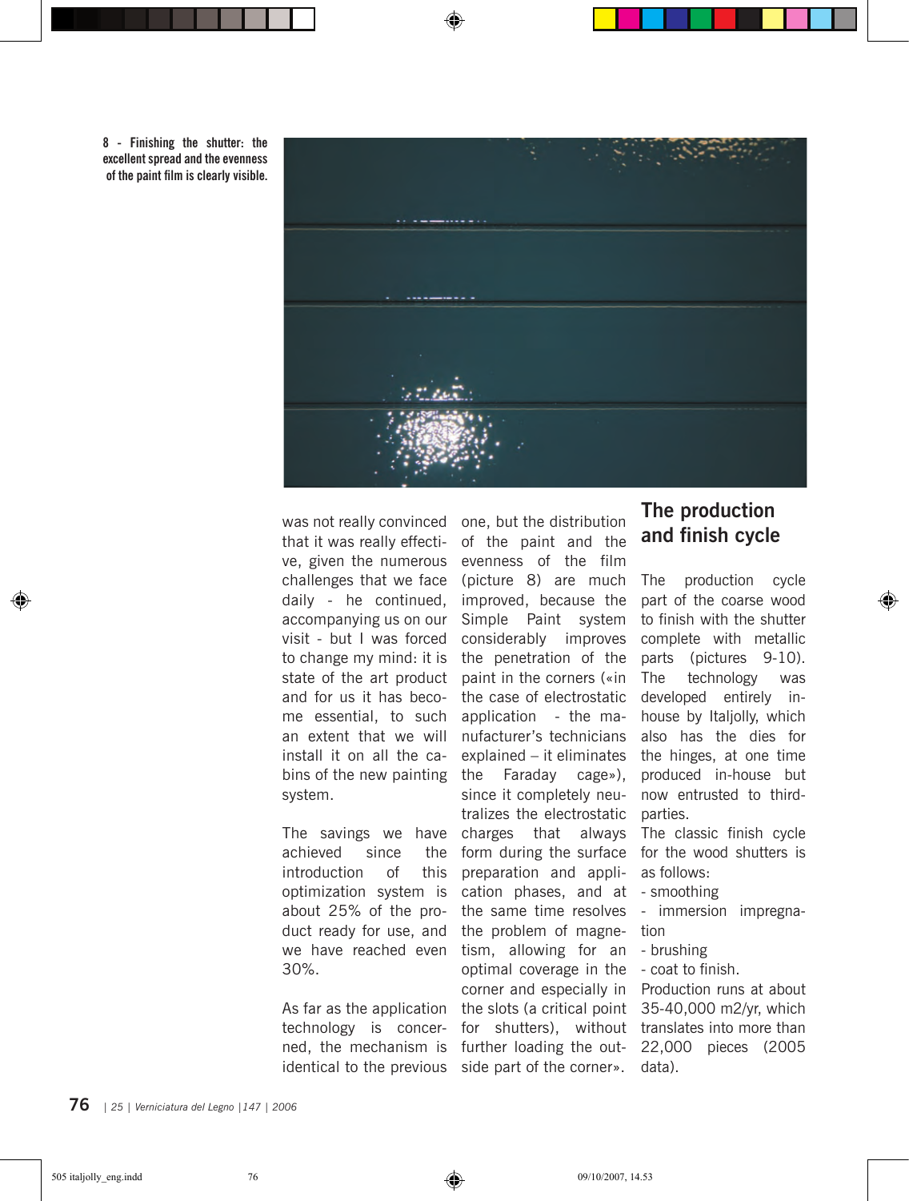8 - Finishing the shutter: the excellent spread and the evenness of the paint film is clearly visible.

was not really convinced that it was really effective, given the numerous challenges that we face daily - he continued, accompanying us on our visit - but I was forced to change my mind: it is state of the art product and for us it has become essential, to such an extent that we will install it on all the cabins of the new painting system.

The savings we have achieved since the introduction of this optimization system is about 25% of the product ready for use, and we have reached even 30%.

As far as the application technology is concerned, the mechanism is identical to the previous one, but the distribution of the paint and the evenness of the film (picture 8) are much improved, because the Simple Paint system considerably improves the penetration of the paint in the corners («in the case of electrostatic application - the manufacturer's technicians explained – it eliminates the Faraday cage»), since it completely neutralizes the electrostatic charges that always form during the surface preparation and application phases, and at the same time resolves the problem of magnetism, allowing for an optimal coverage in the corner and especially in the slots (a critical point for shutters), without further loading the outside part of the corner».

## The production and finish cycle

The production cycle part of the coarse wood to finish with the shutter complete with metallic parts (pictures 9-10). The technology was developed entirely in-house by Italjolly, which also has the dies for the hinges, at one time produced in-house but now entrusted to third-parties.

The classic finish cycle for the wood shutters is as follows:

- smoothing
- immersion impregnation
- brushing
- coat to finish.

Production runs at about 35-40,000 m2/yr, which translates into more than 22,000 pieces (2005 data).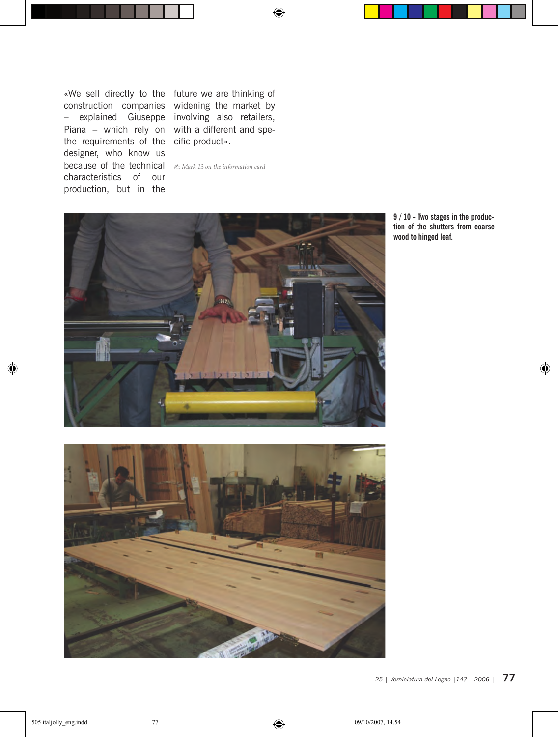«We sell directly to the construction companies – explained Giuseppe Piana – which rely on the requirements of the designer, who know us because of the technical characteristics of our production, but in the future we are thinking of widening the market by involving also retailers, with a different and specific product».

*✍ Mark 13 on the information card*

**9 / 10 - Two stages in the production of the shutters from coarse wood to hinged leaf.**